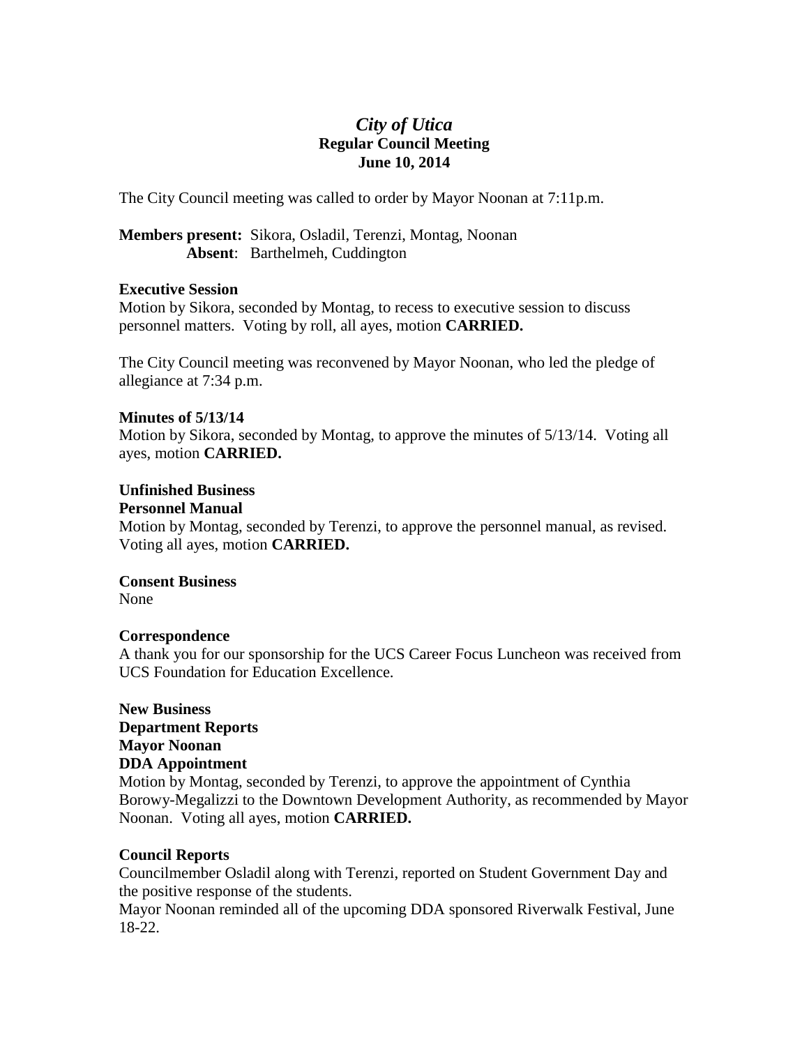# *City of Utica*

## Regular Council Meeting

## June 10, 2014

The City Council meeting was called to order by Mayor Noonan at 7:11p.m.

**Members present:** Sikora, Osladil, Terenzi, Montag, Noonan
**Absent**: Barthelmeh, Cuddington

**Executive Session**

Motion by Sikora, seconded by Montag, to recess to executive session to discuss personnel matters. Voting by roll, all ayes, motion **CARRIED.**

The City Council meeting was reconvened by Mayor Noonan, who led the pledge of allegiance at 7:34 p.m.

**Minutes of 5/13/14**

Motion by Sikora, seconded by Montag, to approve the minutes of 5/13/14. Voting all ayes, motion **CARRIED.**

**Unfinished Business**

**Personnel Manual**

Motion by Montag, seconded by Terenzi, to approve the personnel manual, as revised. Voting all ayes, motion **CARRIED.**

**Consent Business**

None

**Correspondence**

A thank you for our sponsorship for the UCS Career Focus Luncheon was received from UCS Foundation for Education Excellence.

**New Business**

**Department Reports**

**Mayor Noonan**

**DDA Appointment**

Motion by Montag, seconded by Terenzi, to approve the appointment of Cynthia Borowy-Megalizzi to the Downtown Development Authority, as recommended by Mayor Noonan. Voting all ayes, motion **CARRIED.**

**Council Reports**

Councilmember Osladil along with Terenzi, reported on Student Government Day and the positive response of the students.

Mayor Noonan reminded all of the upcoming DDA sponsored Riverwalk Festival, June 18-22.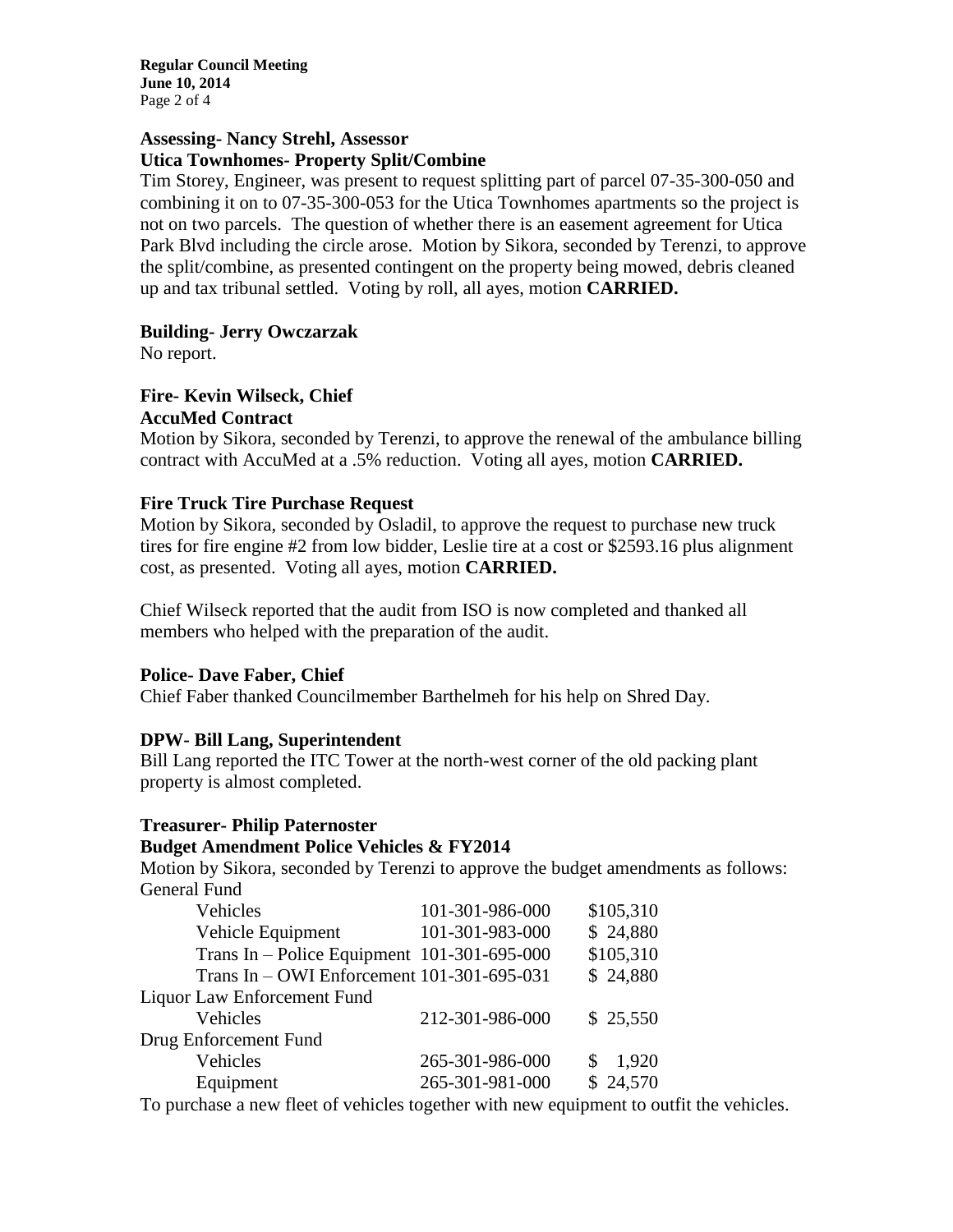**Assessing- Nancy Strehl, Assessor**
**Utica Townhomes- Property Split/Combine**

Tim Storey, Engineer, was present to request splitting part of parcel 07-35-300-050 and combining it on to 07-35-300-053 for the Utica Townhomes apartments so the project is not on two parcels. The question of whether there is an easement agreement for Utica Park Blvd including the circle arose. Motion by Sikora, seconded by Terenzi, to approve the split/combine, as presented contingent on the property being mowed, debris cleaned up and tax tribunal settled. Voting by roll, all ayes, motion **CARRIED.**

**Building- Jerry Owczarzak**

No report.

**Fire- Kevin Wilseck, Chief**
**AccuMed Contract**

Motion by Sikora, seconded by Terenzi, to approve the renewal of the ambulance billing contract with AccuMed at a .5% reduction. Voting all ayes, motion **CARRIED.**

**Fire Truck Tire Purchase Request**

Motion by Sikora, seconded by Osladil, to approve the request to purchase new truck tires for fire engine #2 from low bidder, Leslie tire at a cost or $2593.16 plus alignment cost, as presented. Voting all ayes, motion **CARRIED.**

Chief Wilseck reported that the audit from ISO is now completed and thanked all members who helped with the preparation of the audit.

**Police- Dave Faber, Chief**

Chief Faber thanked Councilmember Barthelmeh for his help on Shred Day.

**DPW- Bill Lang, Superintendent**

Bill Lang reported the ITC Tower at the north-west corner of the old packing plant property is almost completed.

**Treasurer- Philip Paternoster**
**Budget Amendment Police Vehicles & FY2014**

Motion by Sikora, seconded by Terenzi to approve the budget amendments as follows:

| General Fund | | |
|---|---|---|
| Vehicles | 101-301-986-000 | $105,310 |
| Vehicle Equipment | 101-301-983-000 | $ 24,880 |
| Trans In – Police Equipment | 101-301-695-000 | $105,310 |
| Trans In – OWI Enforcement | 101-301-695-031 | $ 24,880 |
| Liquor Law Enforcement Fund | | |
| Vehicles | 212-301-986-000 | $ 25,550 |
| Drug Enforcement Fund | | |
| Vehicles | 265-301-986-000 | $ 1,920 |
| Equipment | 265-301-981-000 | $ 24,570 |

To purchase a new fleet of vehicles together with new equipment to outfit the vehicles.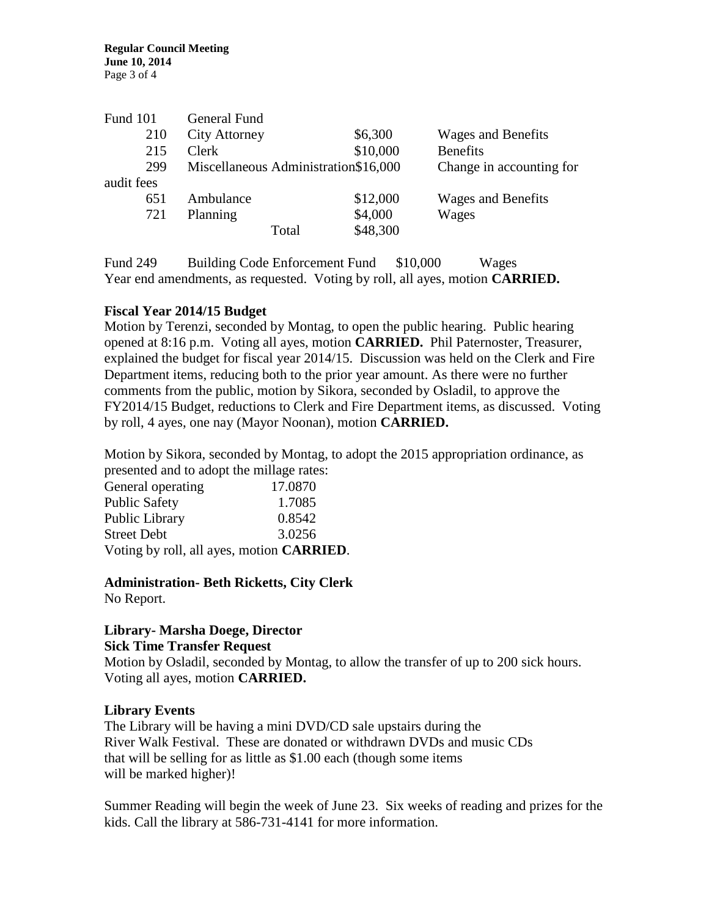| Fund 101 | General Fund | | |
|---|---|---|---|
| 210 | City Attorney | $6,300 | Wages and Benefits |
| 215 | Clerk | $10,000 | Benefits |
| 299 | Miscellaneous Administration | $16,000 | Change in accounting for audit fees |
| 651 | Ambulance | $12,000 | Wages and Benefits |
| 721 | Planning | $4,000 | Wages |
| | Total | $48,300 | |

Fund 249 Building Code Enforcement Fund $10,000 Wages

Year end amendments, as requested. Voting by roll, all ayes, motion **CARRIED.**

### Fiscal Year 2014/15 Budget

Motion by Terenzi, seconded by Montag, to open the public hearing. Public hearing opened at 8:16 p.m. Voting all ayes, motion **CARRIED.** Phil Paternoster, Treasurer, explained the budget for fiscal year 2014/15. Discussion was held on the Clerk and Fire Department items, reducing both to the prior year amount. As there were no further comments from the public, motion by Sikora, seconded by Osladil, to approve the FY2014/15 Budget, reductions to Clerk and Fire Department items, as discussed. Voting by roll, 4 ayes, one nay (Mayor Noonan), motion **CARRIED.**

Motion by Sikora, seconded by Montag, to adopt the 2015 appropriation ordinance, as presented and to adopt the millage rates:

| | |
|---|---|
| General operating | 17.0870 |
| Public Safety | 1.7085 |
| Public Library | 0.8542 |
| Street Debt | 3.0256 |

Voting by roll, all ayes, motion **CARRIED**.

### Administration- Beth Ricketts, City Clerk

No Report.

### Library- Marsha Doege, Director

**Sick Time Transfer Request**

Motion by Osladil, seconded by Montag, to allow the transfer of up to 200 sick hours. Voting all ayes, motion **CARRIED.**

### Library Events

The Library will be having a mini DVD/CD sale upstairs during the River Walk Festival. These are donated or withdrawn DVDs and music CDs that will be selling for as little as $1.00 each (though some items will be marked higher)!

Summer Reading will begin the week of June 23. Six weeks of reading and prizes for the kids. Call the library at 586-731-4141 for more information.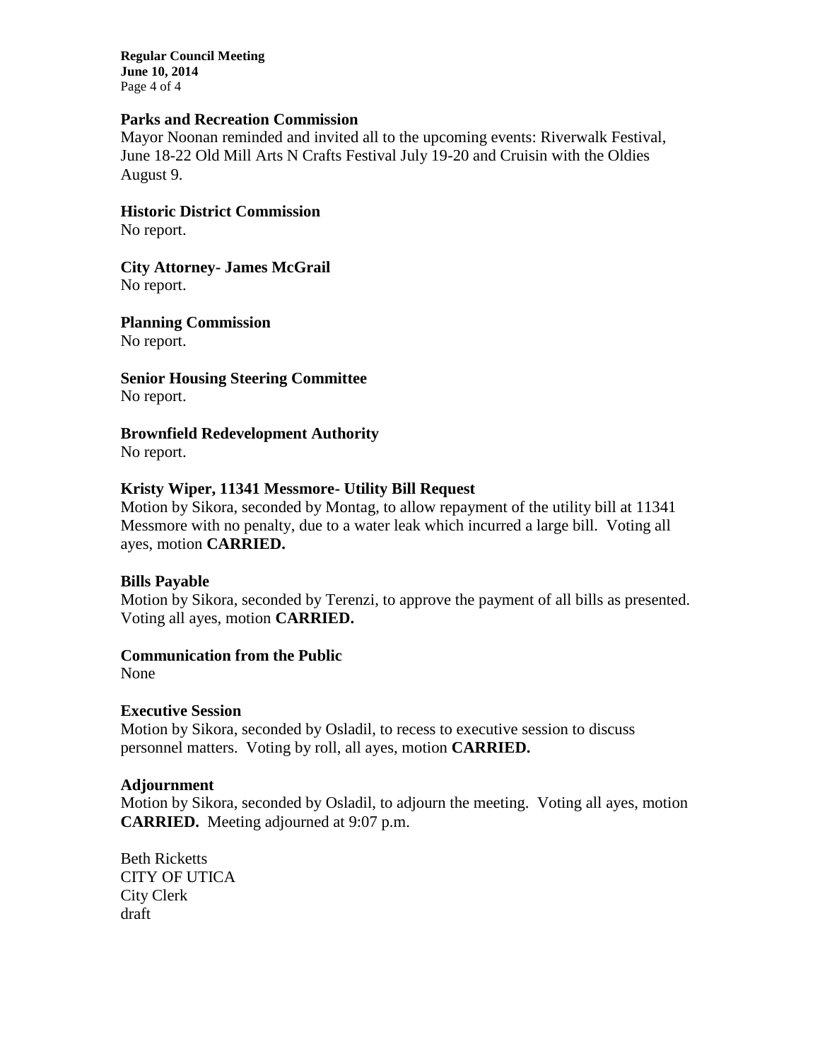**Parks and Recreation Commission**

Mayor Noonan reminded and invited all to the upcoming events: Riverwalk Festival, June 18-22 Old Mill Arts N Crafts Festival July 19-20 and Cruisin with the Oldies August 9.

**Historic District Commission**

No report.

**City Attorney- James McGrail**

No report.

**Planning Commission**

No report.

**Senior Housing Steering Committee**

No report.

**Brownfield Redevelopment Authority**

No report.

**Kristy Wiper, 11341 Messmore- Utility Bill Request**

Motion by Sikora, seconded by Montag, to allow repayment of the utility bill at 11341 Messmore with no penalty, due to a water leak which incurred a large bill. Voting all ayes, motion **CARRIED.**

**Bills Payable**

Motion by Sikora, seconded by Terenzi, to approve the payment of all bills as presented. Voting all ayes, motion **CARRIED.**

**Communication from the Public**

None

**Executive Session**

Motion by Sikora, seconded by Osladil, to recess to executive session to discuss personnel matters. Voting by roll, all ayes, motion **CARRIED.**

**Adjournment**

Motion by Sikora, seconded by Osladil, to adjourn the meeting. Voting all ayes, motion **CARRIED.** Meeting adjourned at 9:07 p.m.

Beth Ricketts
CITY OF UTICA
City Clerk
draft